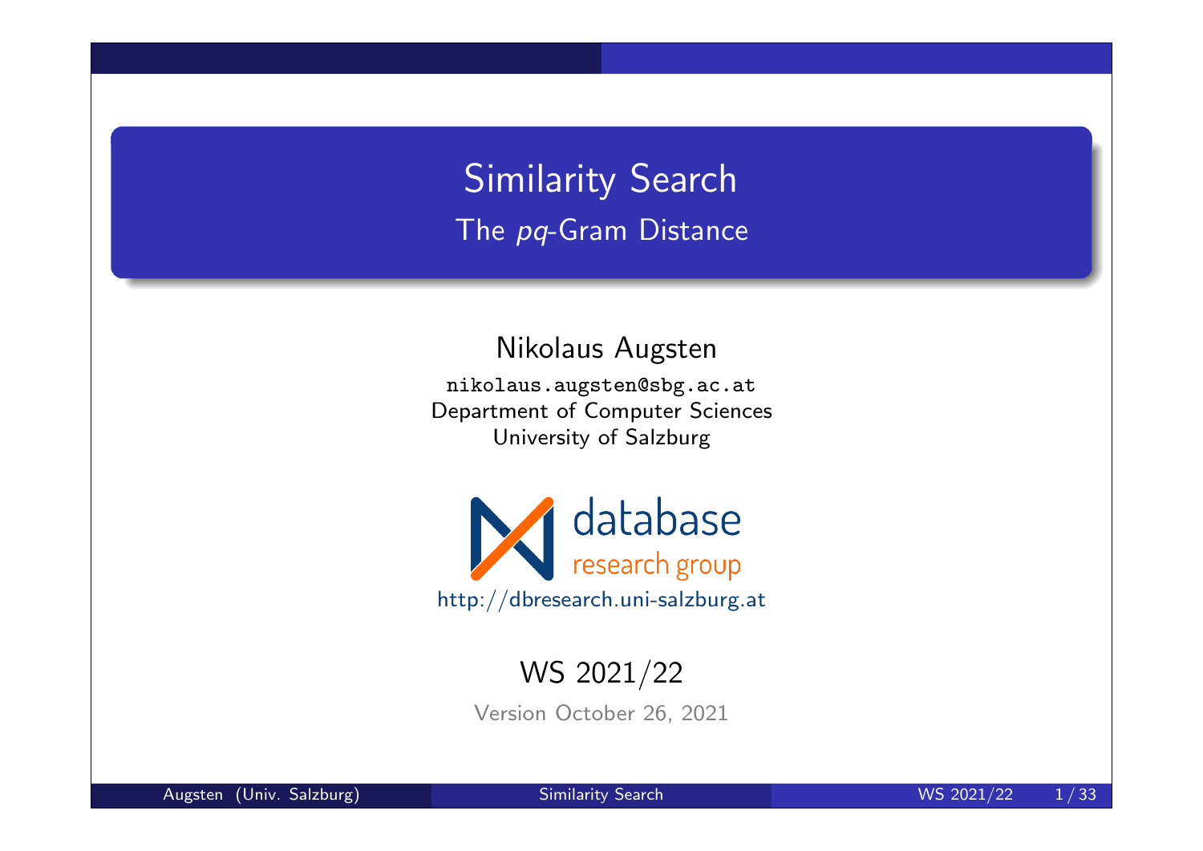# Similarity Search

## The *pq*-Gram Distance

Nikolaus Augsten

nikolaus.augsten@sbg.ac.at

Department of Computer Sciences

University of Salzburg

database

research group

http://dbresearch.uni-salzburg.at

WS 2021/22

Version October 26, 2021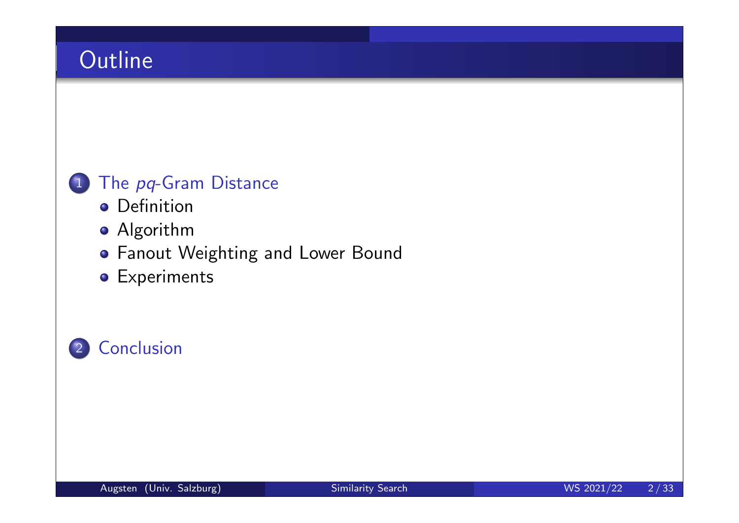# Outline

1. The *pq*-Gram Distance
   - Definition
   - Algorithm
   - Fanout Weighting and Lower Bound
   - Experiments

2. Conclusion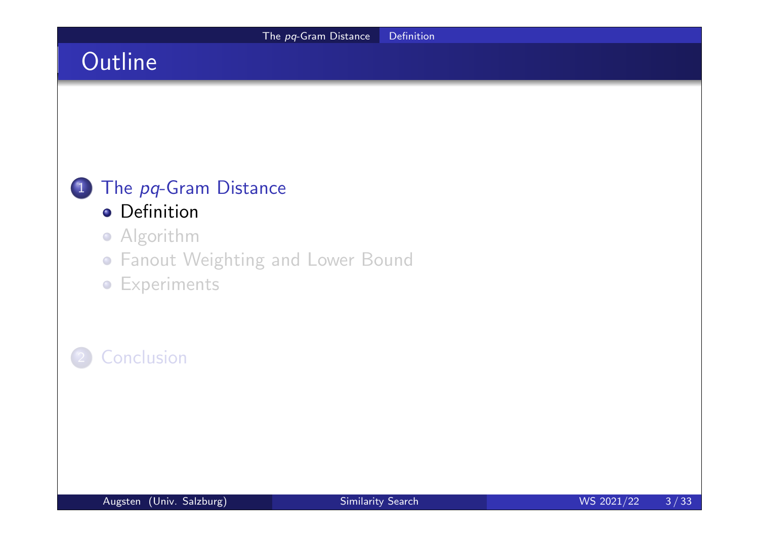# Outline

1. The *pq*-Gram Distance
   - Definition
   - Algorithm
   - Fanout Weighting and Lower Bound
   - Experiments

2. Conclusion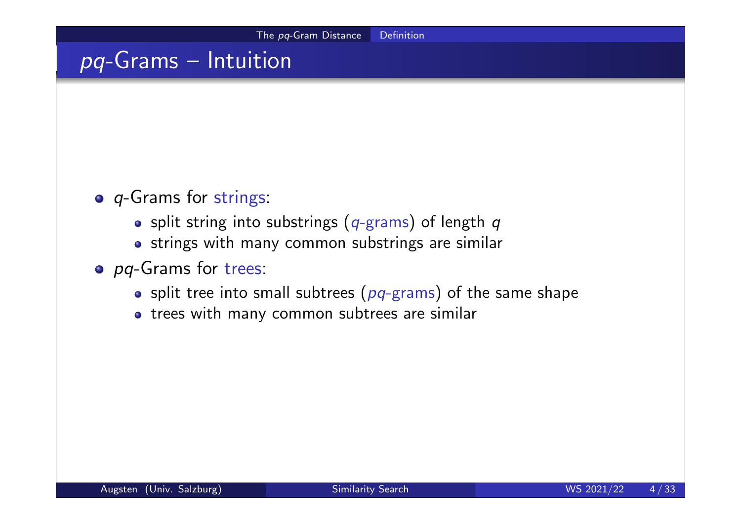## *pq*-Grams – Intuition

- *q*-Grams for strings:
  - split string into substrings (*q*-grams) of length *q*
  - strings with many common substrings are similar
- *pq*-Grams for trees:
  - split tree into small subtrees (*pq*-grams) of the same shape
  - trees with many common subtrees are similar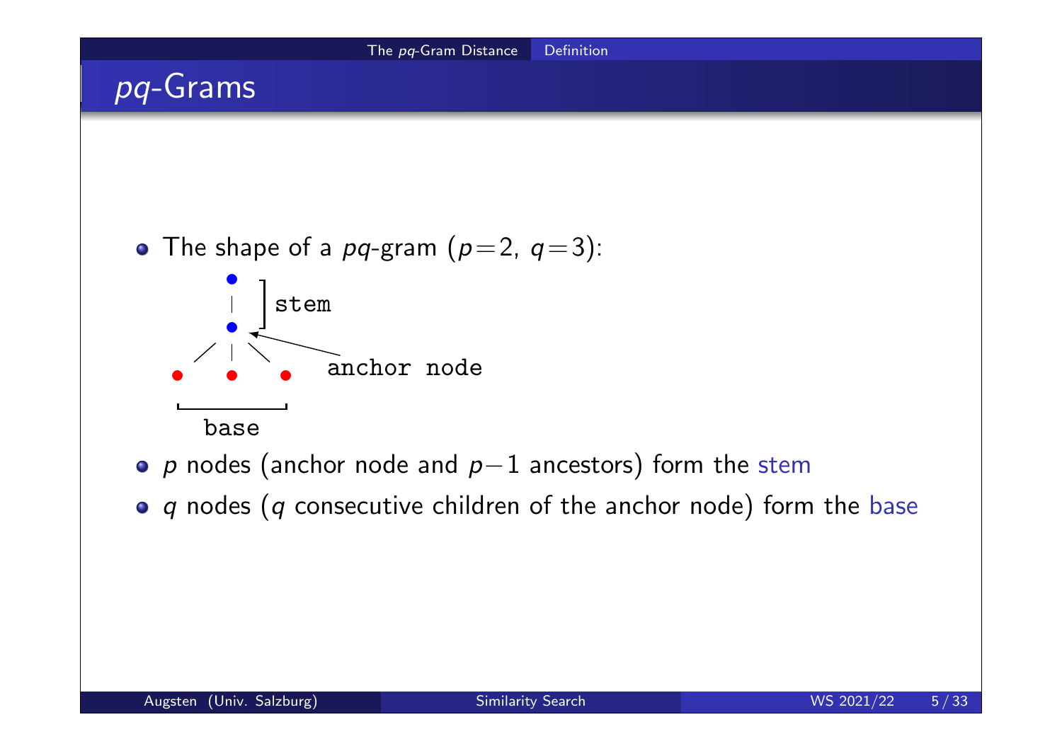## *pq*-Grams

- The shape of a *pq*-gram ($p=2$, $q=3$):

stem

anchor node

base

- $p$ nodes (anchor node and $p-1$ ancestors) form the stem
- $q$ nodes ($q$ consecutive children of the anchor node) form the base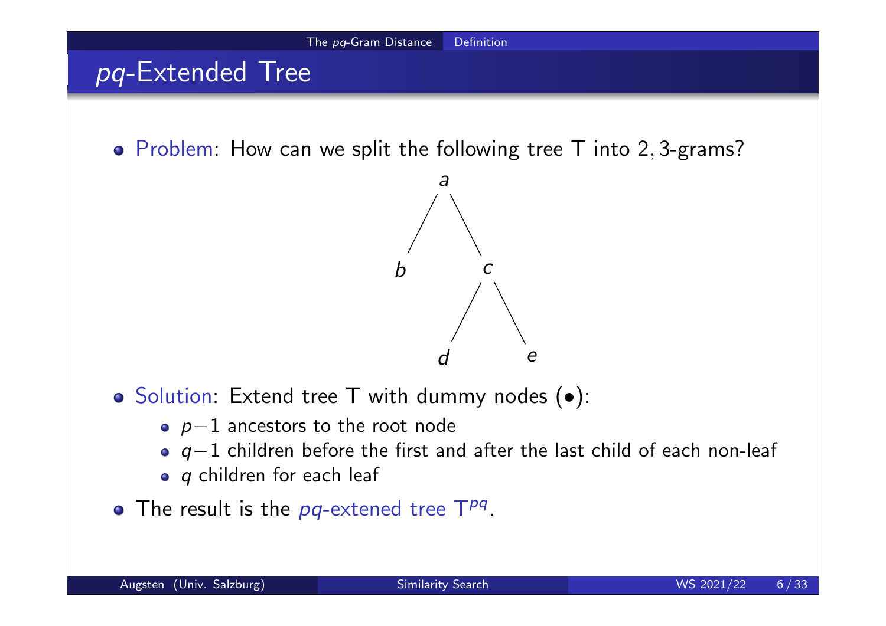# *pq*-Extended Tree

- Problem: How can we split the following tree T into 2, 3-grams?

```
        a
       / \
      b   c
         / \
        d   e
```

- Solution: Extend tree T with dummy nodes (•):
  - $p-1$ ancestors to the root node
  - $q-1$ children before the first and after the last child of each non-leaf
  - $q$ children for each leaf
- The result is the *pq*-extened tree $T^{pq}$.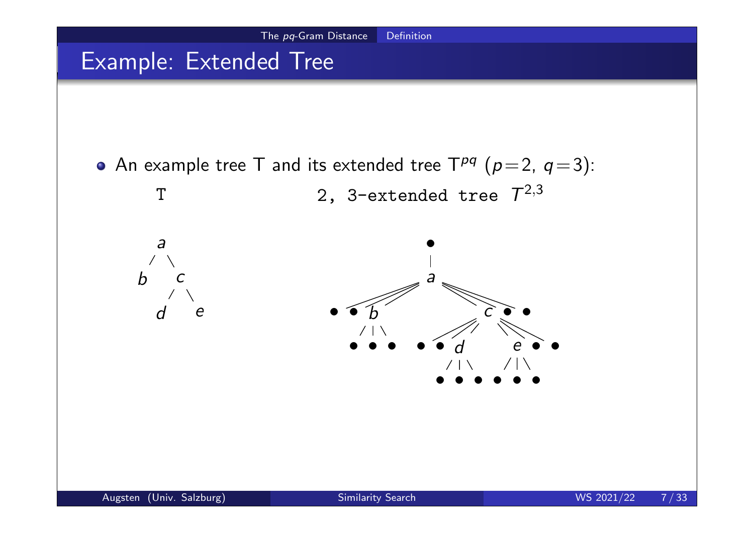# Example: Extended Tree

- An example tree T and its extended tree $T^{pq}$ ($p=2$, $q=3$):

```
        T                        2, 3-extended tree T^{2,3}

        a                                  •
       / \                                 |
      b   c                                a
         / \              ________________/ \________________
        d   e            /   /   |   \            /   |   \   \
                        •   •    b    (c)        c    •    •
                                /|\          ...
```

T:

```
    a
   / \
  b   c
     / \
    d   e
```

2, 3-extended tree $T^{2,3}$:

```
                    •
                    |
                    a
     ______________/ \______________
    /   /   |   \       /   |   \   \
   •   •    b    ...   c    •    •
           /|\        ...
          • • •
                  /   /   |   \   \
                 •   •    d    e   •   •
                         /|\  /|\
                        • • • • • •
```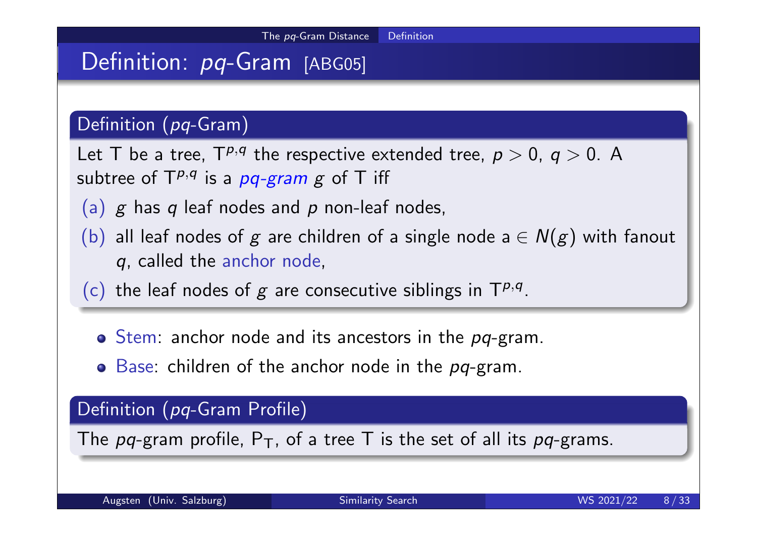# Definition: *pq*-Gram [ABG05]

## Definition (*pq*-Gram)

Let T be a tree, $T^{p,q}$ the respective extended tree, $p > 0$, $q > 0$. A subtree of $T^{p,q}$ is a *pq-gram* $g$ of T iff

(a) $g$ has $q$ leaf nodes and $p$ non-leaf nodes,

(b) all leaf nodes of $g$ are children of a single node $a \in N(g)$ with fanout $q$, called the anchor node,

(c) the leaf nodes of $g$ are consecutive siblings in $T^{p,q}$.

- Stem: anchor node and its ancestors in the *pq*-gram.
- Base: children of the anchor node in the *pq*-gram.

## Definition (*pq*-Gram Profile)

The *pq*-gram profile, $P_T$, of a tree T is the set of all its *pq*-grams.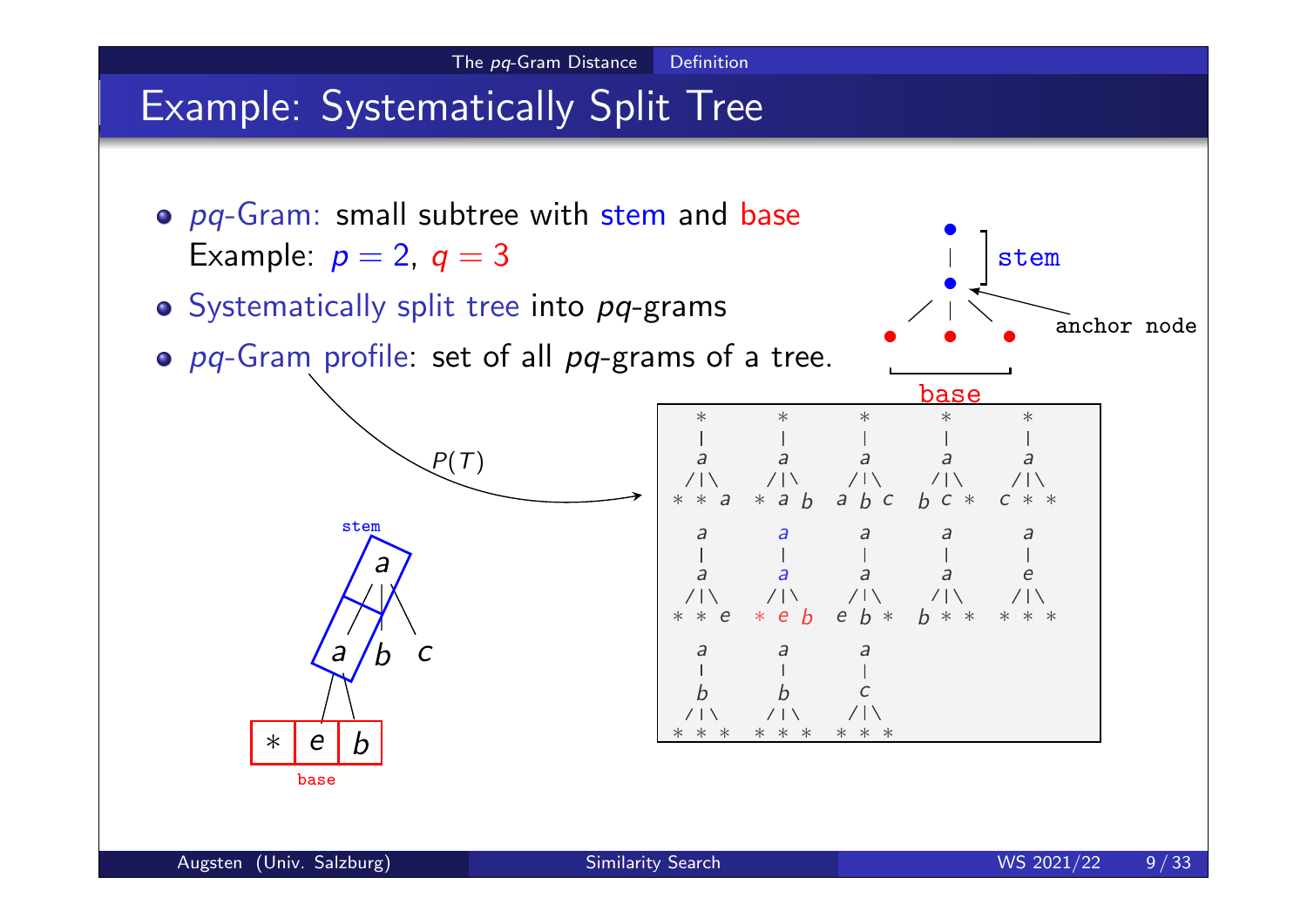# Example: Systematically Split Tree

- *pq*-Gram: small subtree with stem and base
  Example: $p = 2$, $q = 3$
- Systematically split tree into *pq*-grams
- *pq*-Gram profile: set of all *pq*-grams of a tree.

stem

anchor node

base

$P(T)$

```
  *       *       *       *       *
  |       |       |       |       |
  a       a       a       a       a
 /|\     /|\     /|\     /|\     /|\
* * a   * a b   a b c   b c *   c * *

  a       a       a       a       a
  |       |       |       |       |
  a       a       a       a       e
 /|\     /|\     /|\     /|\     /|\
* * e   * e b   e b *   b * *   * * *

  a       a       a
  |       |       |
  b       b       c
 /|\     /|\     /|\
* * *   * * *   * * *
```

stem

base

$*$ $e$ $b$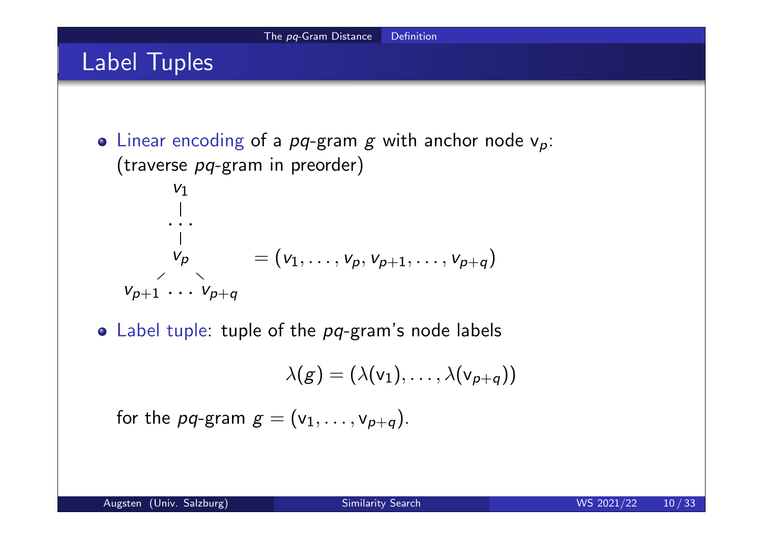## Label Tuples

- Linear encoding of a *pq*-gram $g$ with anchor node $\mathrm{v}_p$: (traverse *pq*-gram in preorder)

$$
\begin{array}{ccc}
 & v_1 & \\
 & | & \\
 & \cdots & \\
 & | & \\
 & v_p & \\
 / & & \backslash \\
v_{p+1} & \cdots & v_{p+q}
\end{array}
= (v_1, \ldots, v_p, v_{p+1}, \ldots, v_{p+q})
$$

- Label tuple: tuple of the *pq*-gram's node labels

$$\lambda(g) = (\lambda(\mathrm{v}_1), \ldots, \lambda(\mathrm{v}_{p+q}))$$

for the *pq*-gram $g = (\mathrm{v}_1, \ldots, \mathrm{v}_{p+q})$.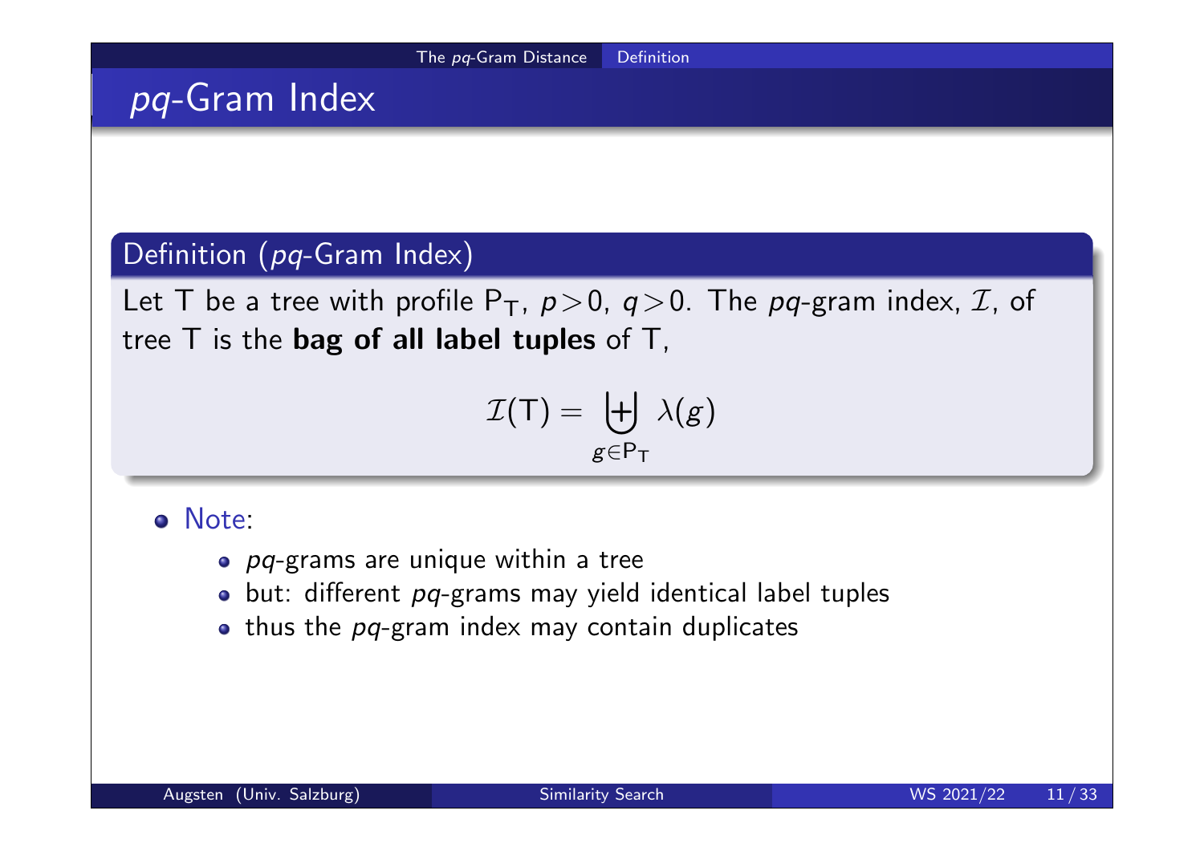# *pq*-Gram Index

**Definition (*pq*-Gram Index)**

Let T be a tree with profile $\mathsf{P_T}$, $p > 0$, $q > 0$. The *pq*-gram index, $\mathcal{I}$, of tree T is the **bag of all label tuples** of T,

$$\mathcal{I}(\mathsf{T}) = \biguplus_{g \in \mathsf{P_T}} \lambda(g)$$

- Note:
  - *pq*-grams are unique within a tree
  - but: different *pq*-grams may yield identical label tuples
  - thus the *pq*-gram index may contain duplicates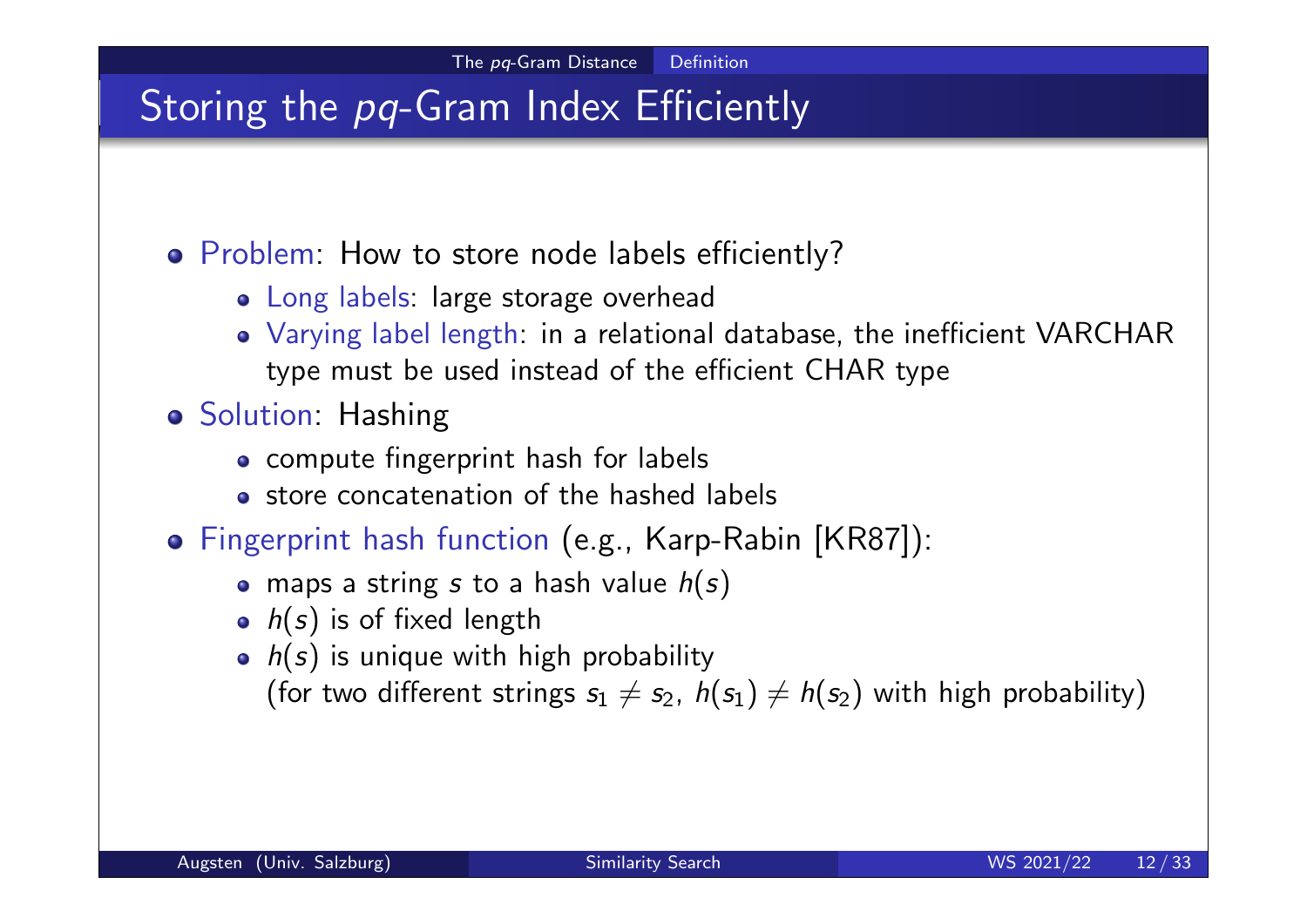# Storing the *pq*-Gram Index Efficiently

- Problem: How to store node labels efficiently?
  - Long labels: large storage overhead
  - Varying label length: in a relational database, the inefficient VARCHAR type must be used instead of the efficient CHAR type
- Solution: Hashing
  - compute fingerprint hash for labels
  - store concatenation of the hashed labels
- Fingerprint hash function (e.g., Karp-Rabin [KR87]):
  - maps a string $s$ to a hash value $h(s)$
  - $h(s)$ is of fixed length
  - $h(s)$ is unique with high probability (for two different strings $s_1 \neq s_2$, $h(s_1) \neq h(s_2)$ with high probability)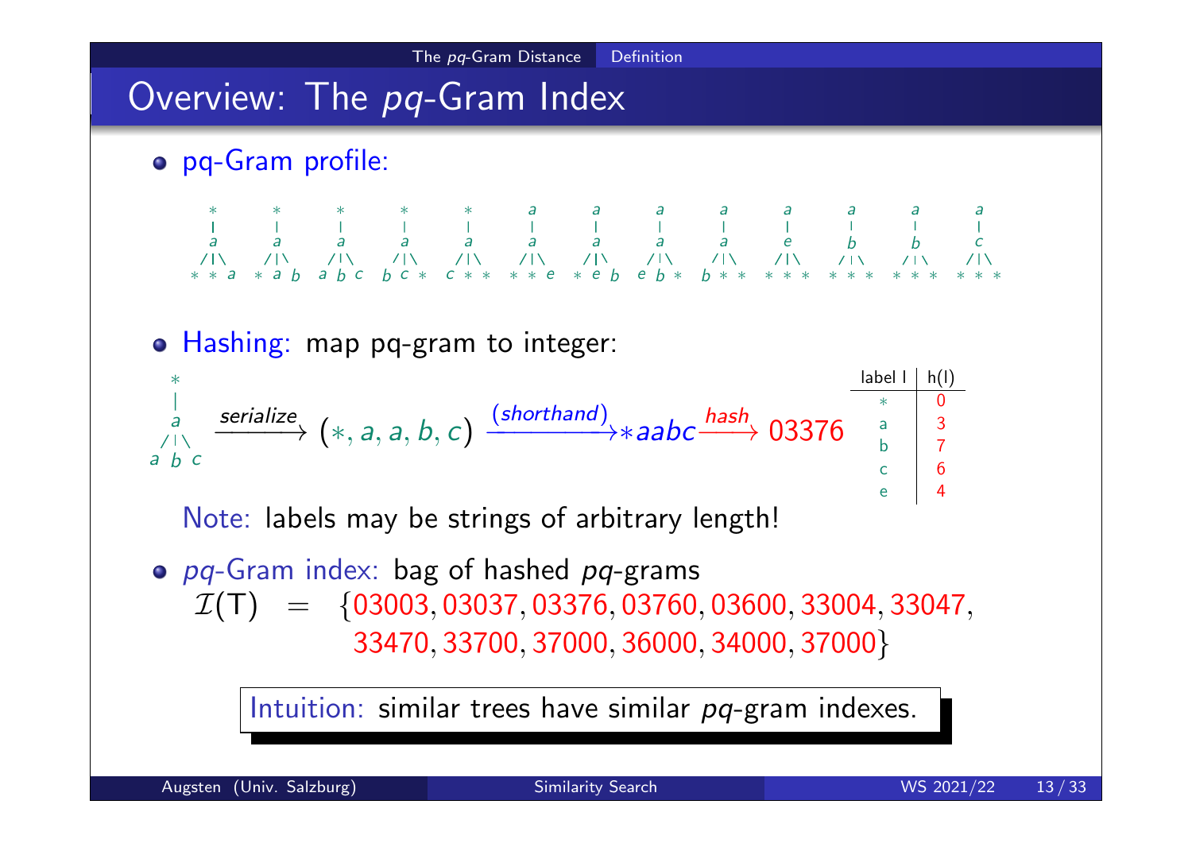# Overview: The *pq*-Gram Index

- pq-Gram profile:

```
 *      *      *      *      *      a      a      a      a      a      a      a      a
 |      |      |      |      |      |      |      |      |      |      |      |      |
 a      a      a      a      a      a      a      a      a      e      b      b      c
/|\    /|\    /|\    /|\    /|\    /|\    /|\    /|\    /|\    /|\    /|\    /|\    /|\
* * a  * a b  a b c  b c *  c * *  * * e  * e b  e b *  b * *  * * *  * * *  * * *  * * *
```

- Hashing: map pq-gram to integer:

```
  *
  |
  a
 /|\
a b c
```

$\xrightarrow{serialize} (*, a, a, b, c) \xrightarrow{(shorthand)} *aabc \xrightarrow{hash} 03376$

| label l | h(l) |
|---|---|
| * | 0 |
| a | 3 |
| b | 7 |
| c | 6 |
| e | 4 |

Note: labels may be strings of arbitrary length!

- *pq*-Gram index: bag of hashed *pq*-grams

$$\mathcal{I}(\mathsf{T}) = \{03003, 03037, 03376, 03760, 03600, 33004, 33047, 33470, 33700, 37000, 36000, 34000, 37000\}$$

Intuition: similar trees have similar *pq*-gram indexes.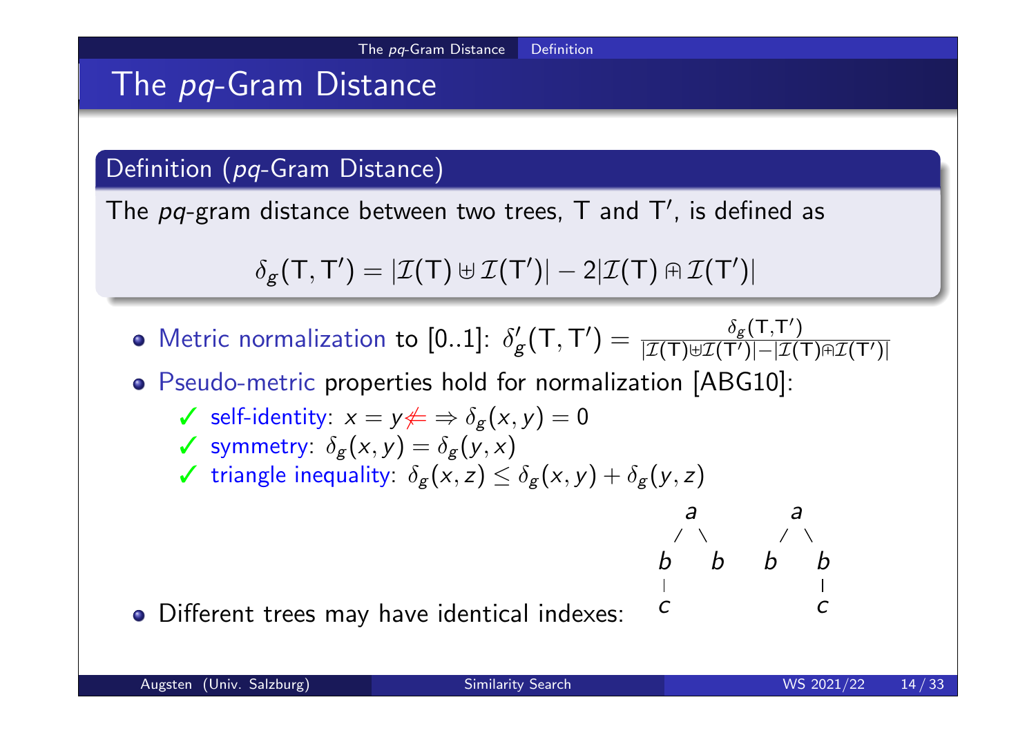# The *pq*-Gram Distance

**Definition (*pq*-Gram Distance)**

The *pq*-gram distance between two trees, T and T′, is defined as

$$\delta_g(\mathsf{T}, \mathsf{T}') = |\mathcal{I}(\mathsf{T}) \uplus \mathcal{I}(\mathsf{T}')| - 2|\mathcal{I}(\mathsf{T}) \Cap \mathcal{I}(\mathsf{T}')|$$

- Metric normalization to [0..1]: $\delta'_g(\mathsf{T}, \mathsf{T}') = \frac{\delta_g(\mathsf{T}, \mathsf{T}')}{|\mathcal{I}(\mathsf{T}) \uplus \mathcal{I}(\mathsf{T}')| - |\mathcal{I}(\mathsf{T}) \Cap \mathcal{I}(\mathsf{T}')|}$
- Pseudo-metric properties hold for normalization [ABG10]:
  - ✓ self-identity: $x = y \not\Leftarrow \Rightarrow \delta_g(x, y) = 0$
  - ✓ symmetry: $\delta_g(x, y) = \delta_g(y, x)$
  - ✓ triangle inequality: $\delta_g(x, z) \leq \delta_g(x, y) + \delta_g(y, z)$
- Different trees may have identical indexes:

```
    a          a
   / \        / \
  b   b      b   b
  |              |
  c              c
```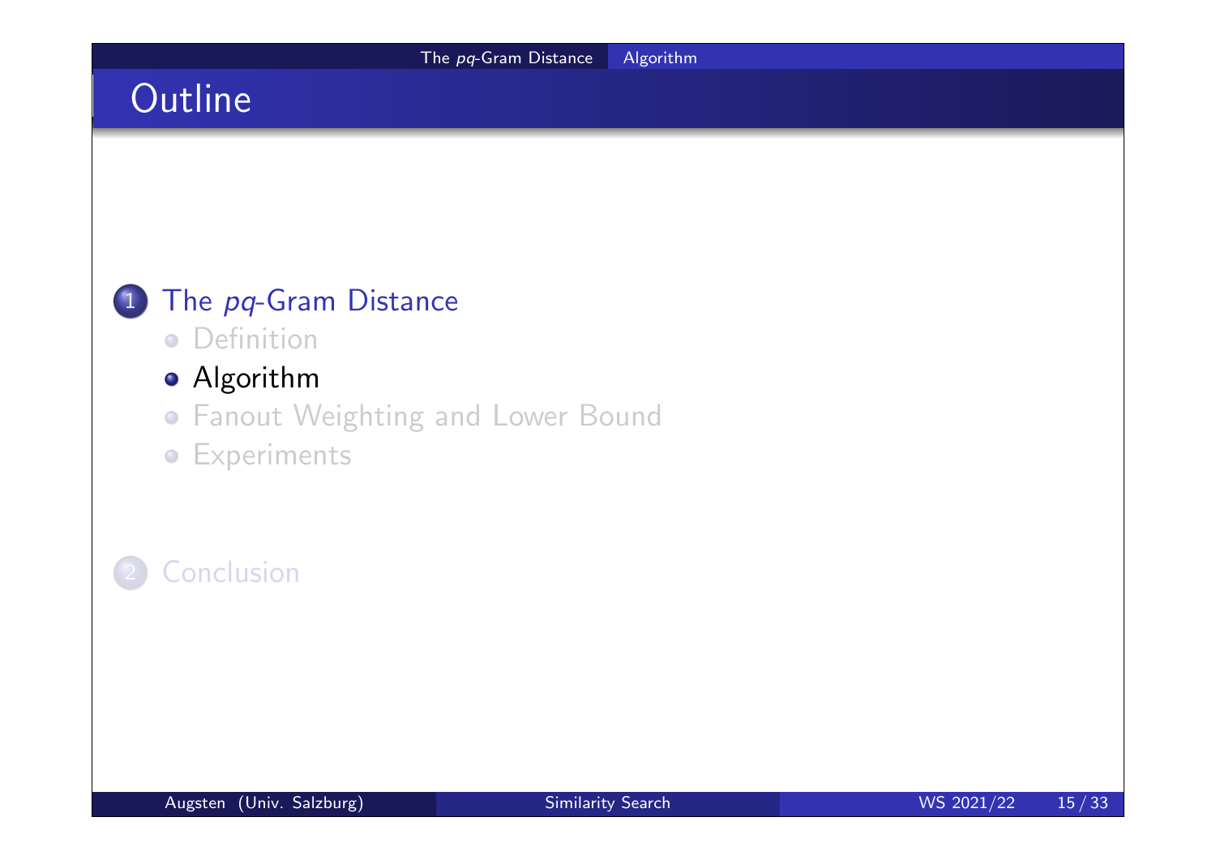# Outline

1. The *pq*-Gram Distance
   - Definition
   - Algorithm
   - Fanout Weighting and Lower Bound
   - Experiments

2. Conclusion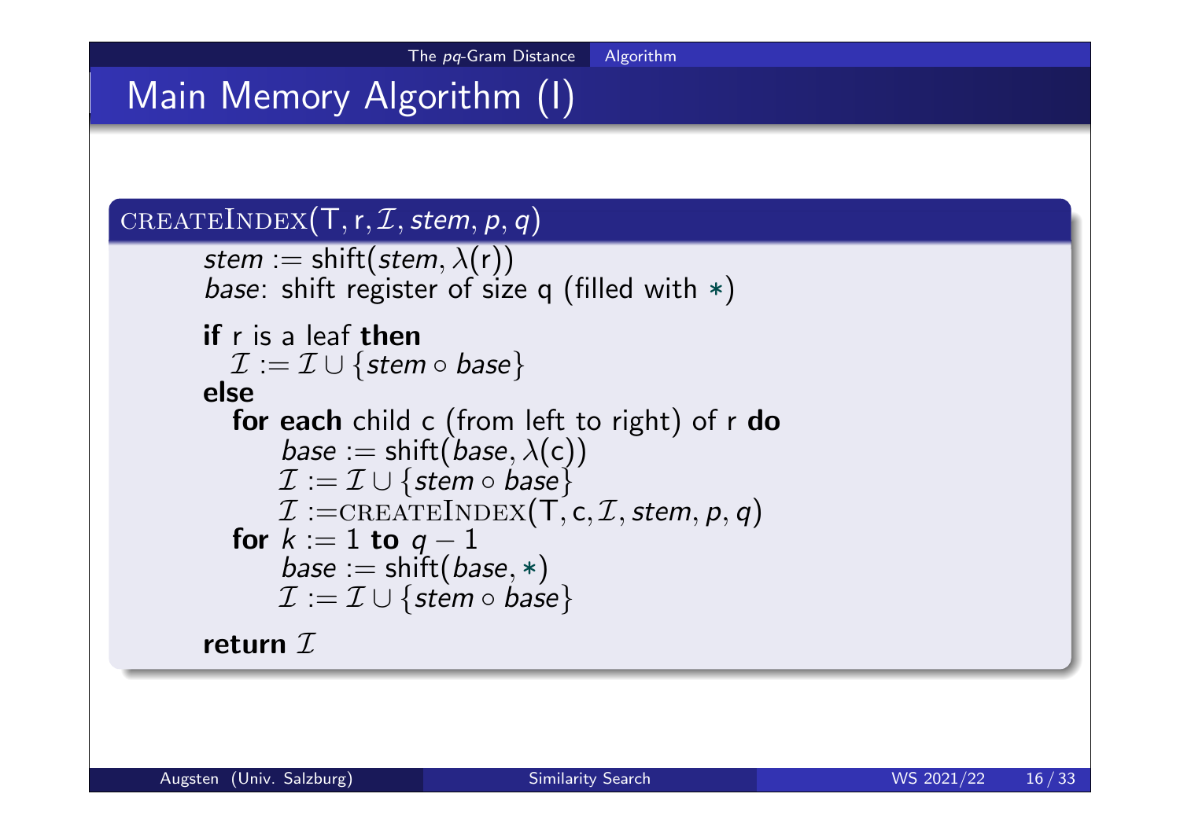# Main Memory Algorithm (I)

**CREATEINDEX(T, r, $\mathcal{I}$, *stem*, *p*, *q*)**

> *stem* := shift(*stem*, $\lambda$(r))
> *base*: shift register of size q (filled with $*$)
>
> **if** r is a leaf **then**
>   $\mathcal{I} := \mathcal{I} \cup \{stem \circ base\}$
> **else**
>   **for each** child c (from left to right) of r **do**
>     *base* := shift(*base*, $\lambda$(c))
>     $\mathcal{I} := \mathcal{I} \cup \{stem \circ base\}$
>     $\mathcal{I}$ :=CREATEINDEX(T, c, $\mathcal{I}$, *stem*, *p*, *q*)
>   **for** $k := 1$ **to** $q - 1$
>     *base* := shift(*base*, $*$)
>     $\mathcal{I} := \mathcal{I} \cup \{stem \circ base\}$
>
> **return** $\mathcal{I}$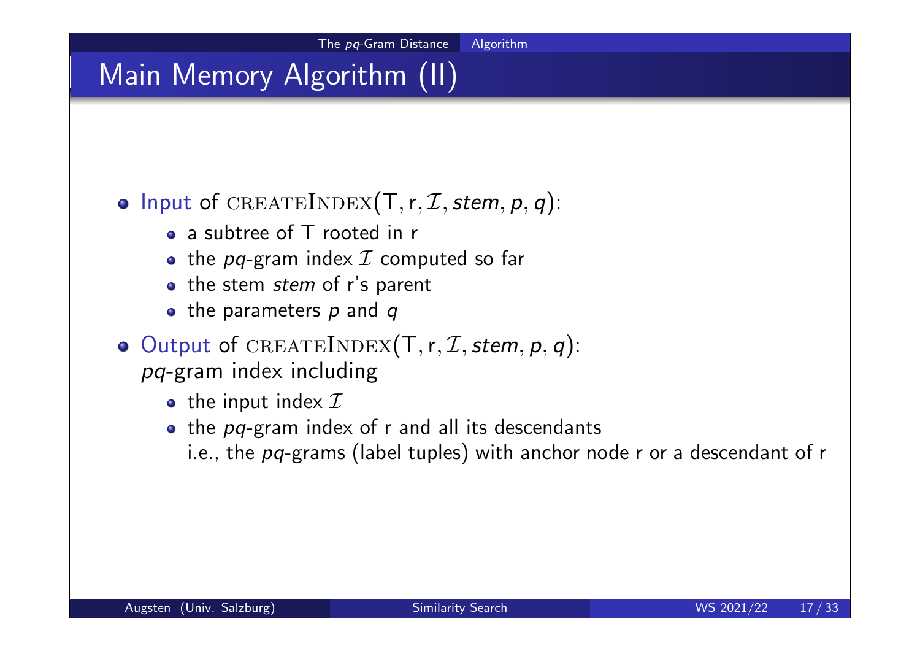# Main Memory Algorithm (II)

- Input of $\text{CREATEINDEX}(\mathsf{T}, \mathsf{r}, \mathcal{I}, stem, p, q)$:
  - a subtree of T rooted in r
  - the *pq*-gram index $\mathcal{I}$ computed so far
  - the stem *stem* of r's parent
  - the parameters $p$ and $q$
- Output of $\text{CREATEINDEX}(\mathsf{T}, \mathsf{r}, \mathcal{I}, stem, p, q)$:
  *pq*-gram index including
  - the input index $\mathcal{I}$
  - the *pq*-gram index of r and all its descendants
    i.e., the *pq*-grams (label tuples) with anchor node r or a descendant of r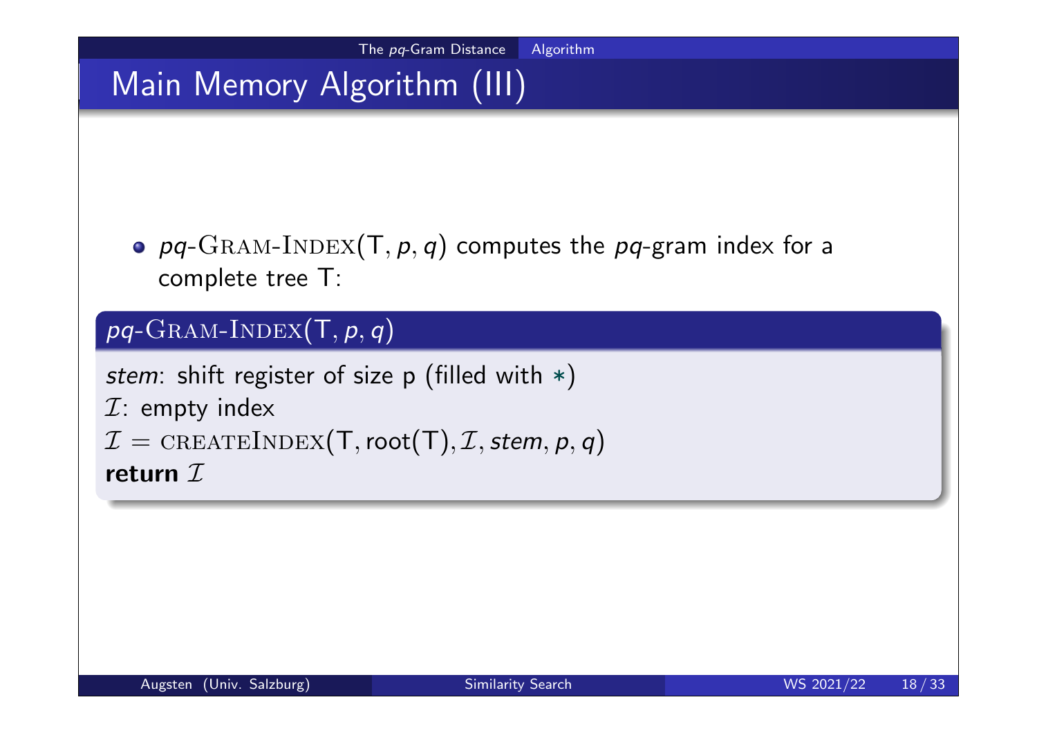# Main Memory Algorithm (III)

- *pq*-Gram-Index(T, *p*, *q*) computes the *pq*-gram index for a complete tree T:

**$pq$-Gram-Index(T, $p$, $q$)**

*stem*: shift register of size p (filled with $*$)
$\mathcal{I}$: empty index
$\mathcal{I} = \text{createIndex}(\mathsf{T}, \mathsf{root}(\mathsf{T}), \mathcal{I}, stem, p, q)$
**return** $\mathcal{I}$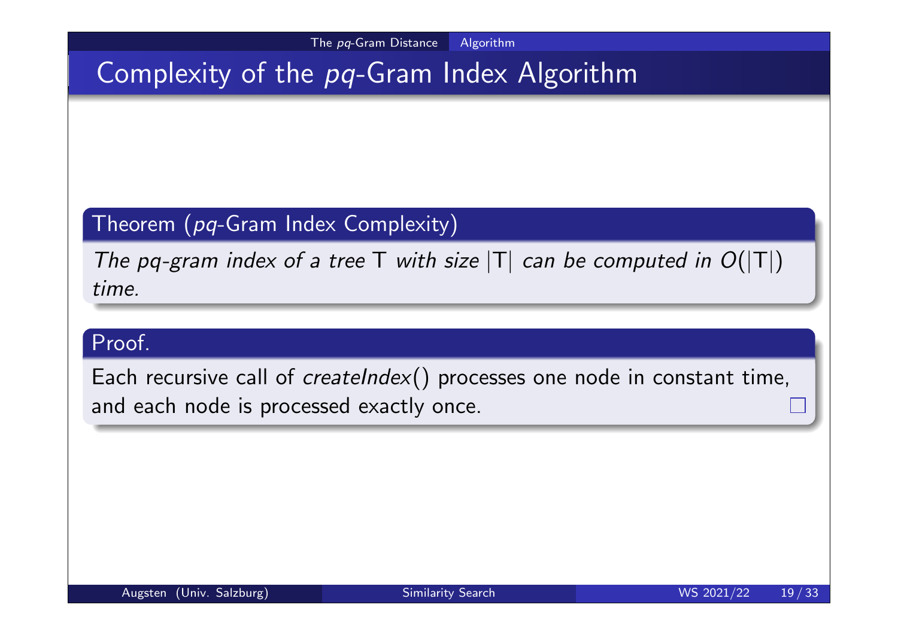# Complexity of the *pq*-Gram Index Algorithm

**Theorem (*pq*-Gram Index Complexity)**

*The pq-gram index of a tree* T *with size* $|T|$ *can be computed in* $O(|T|)$ *time.*

**Proof.**

Each recursive call of *createIndex*() processes one node in constant time, and each node is processed exactly once. □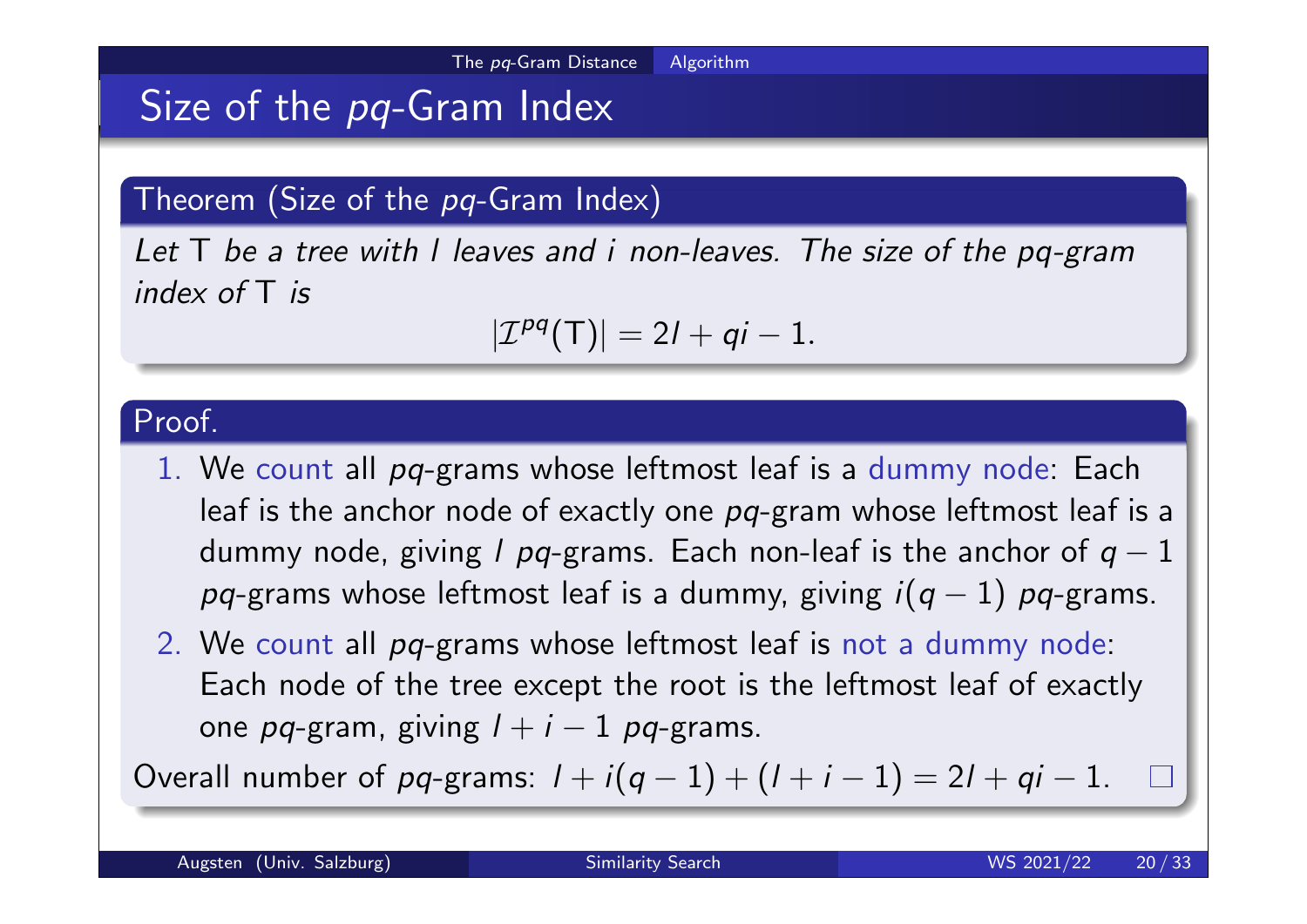# Size of the *pq*-Gram Index

## Theorem (Size of the *pq*-Gram Index)

*Let* T *be a tree with* $l$ *leaves and* $i$ *non-leaves. The size of the pq-gram index of* T *is*

$$|\mathcal{I}^{pq}(\mathsf{T})| = 2l + qi - 1.$$

## Proof.

1. We count all *pq*-grams whose leftmost leaf is a dummy node: Each leaf is the anchor node of exactly one *pq*-gram whose leftmost leaf is a dummy node, giving $l$ *pq*-grams. Each non-leaf is the anchor of $q-1$ *pq*-grams whose leftmost leaf is a dummy, giving $i(q-1)$ *pq*-grams.
2. We count all *pq*-grams whose leftmost leaf is not a dummy node: Each node of the tree except the root is the leftmost leaf of exactly one *pq*-gram, giving $l + i - 1$ *pq*-grams.

Overall number of *pq*-grams: $l + i(q-1) + (l + i - 1) = 2l + qi - 1$. □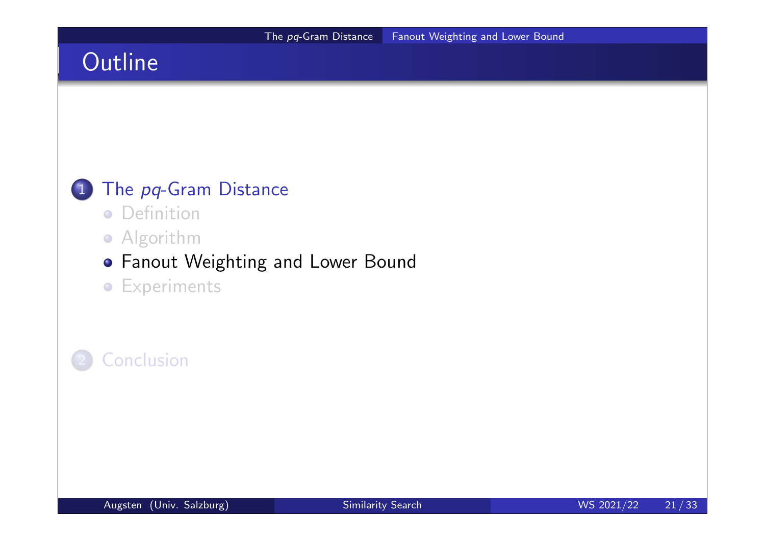# Outline

1. The *pq*-Gram Distance
   - Definition
   - Algorithm
   - Fanout Weighting and Lower Bound
   - Experiments

2. Conclusion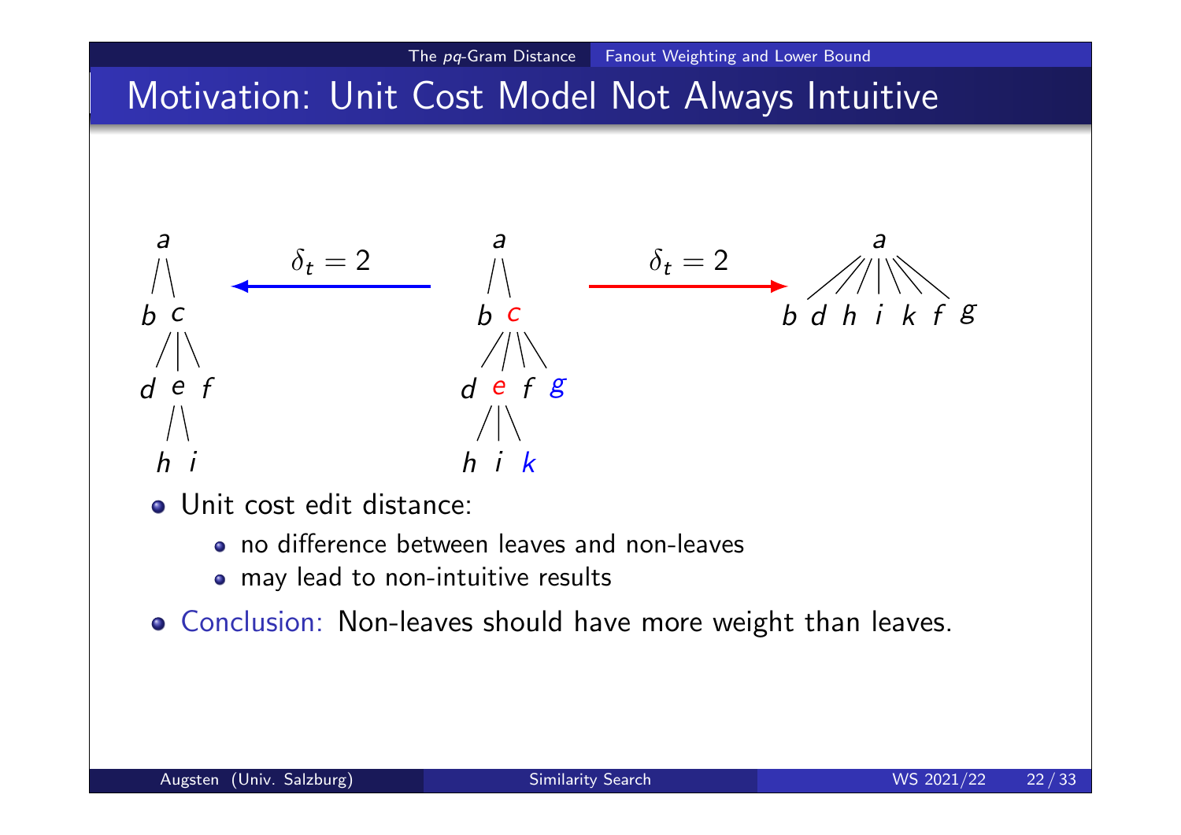# Motivation: Unit Cost Model Not Always Intuitive

$\delta_t = 2$ $\delta_t = 2$

- Unit cost edit distance:
  - no difference between leaves and non-leaves
  - may lead to non-intuitive results
- Conclusion: Non-leaves should have more weight than leaves.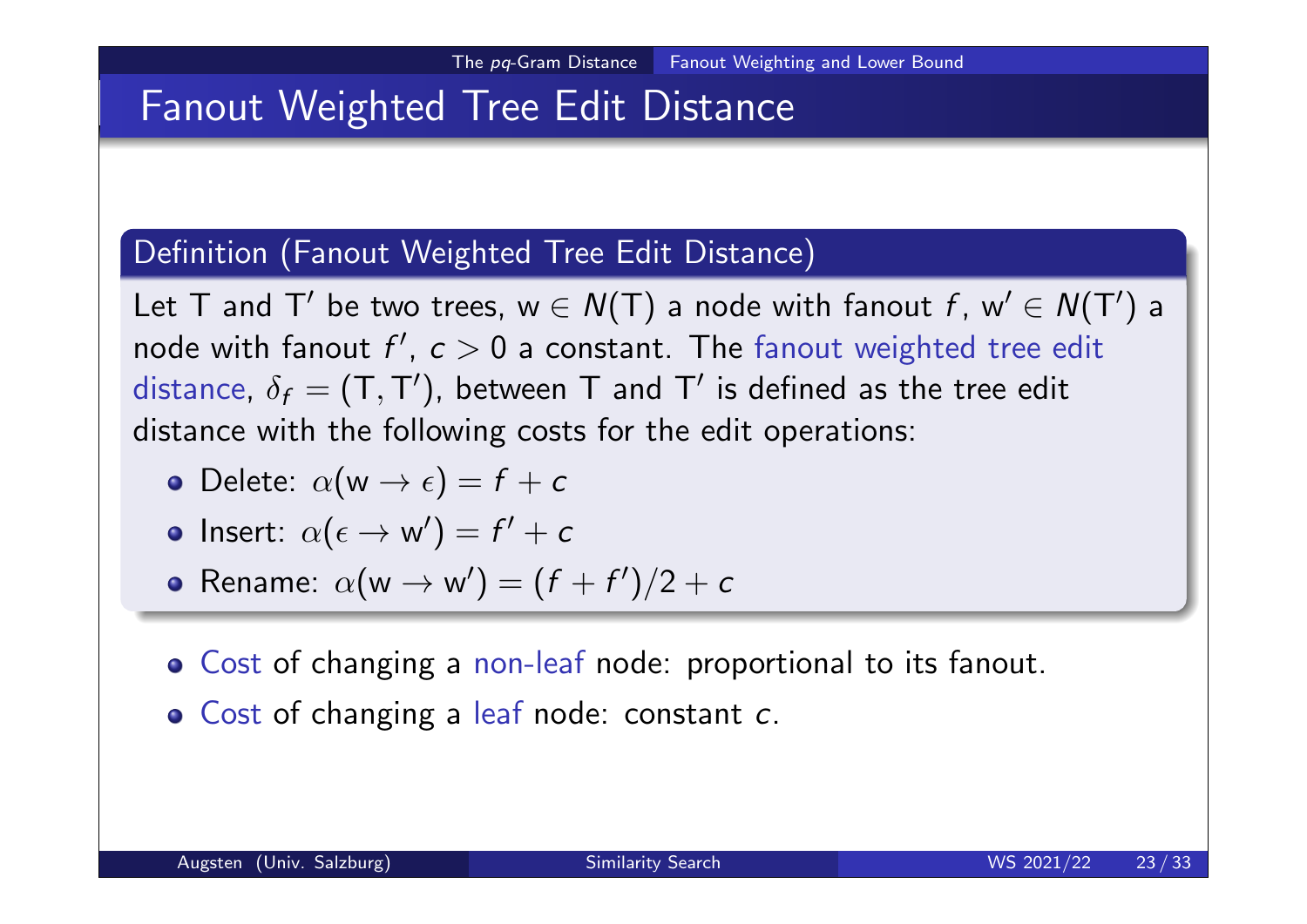# Fanout Weighted Tree Edit Distance

## Definition (Fanout Weighted Tree Edit Distance)

Let T and T′ be two trees, $w \in N(T)$ a node with fanout $f$, $w' \in N(T')$ a node with fanout $f'$, $c > 0$ a constant. The fanout weighted tree edit distance, $\delta_f = (T, T')$, between T and T′ is defined as the tree edit distance with the following costs for the edit operations:

- Delete: $\alpha(w \to \epsilon) = f + c$
- Insert: $\alpha(\epsilon \to w') = f' + c$
- Rename: $\alpha(w \to w') = (f + f')/2 + c$

- Cost of changing a non-leaf node: proportional to its fanout.
- Cost of changing a leaf node: constant $c$.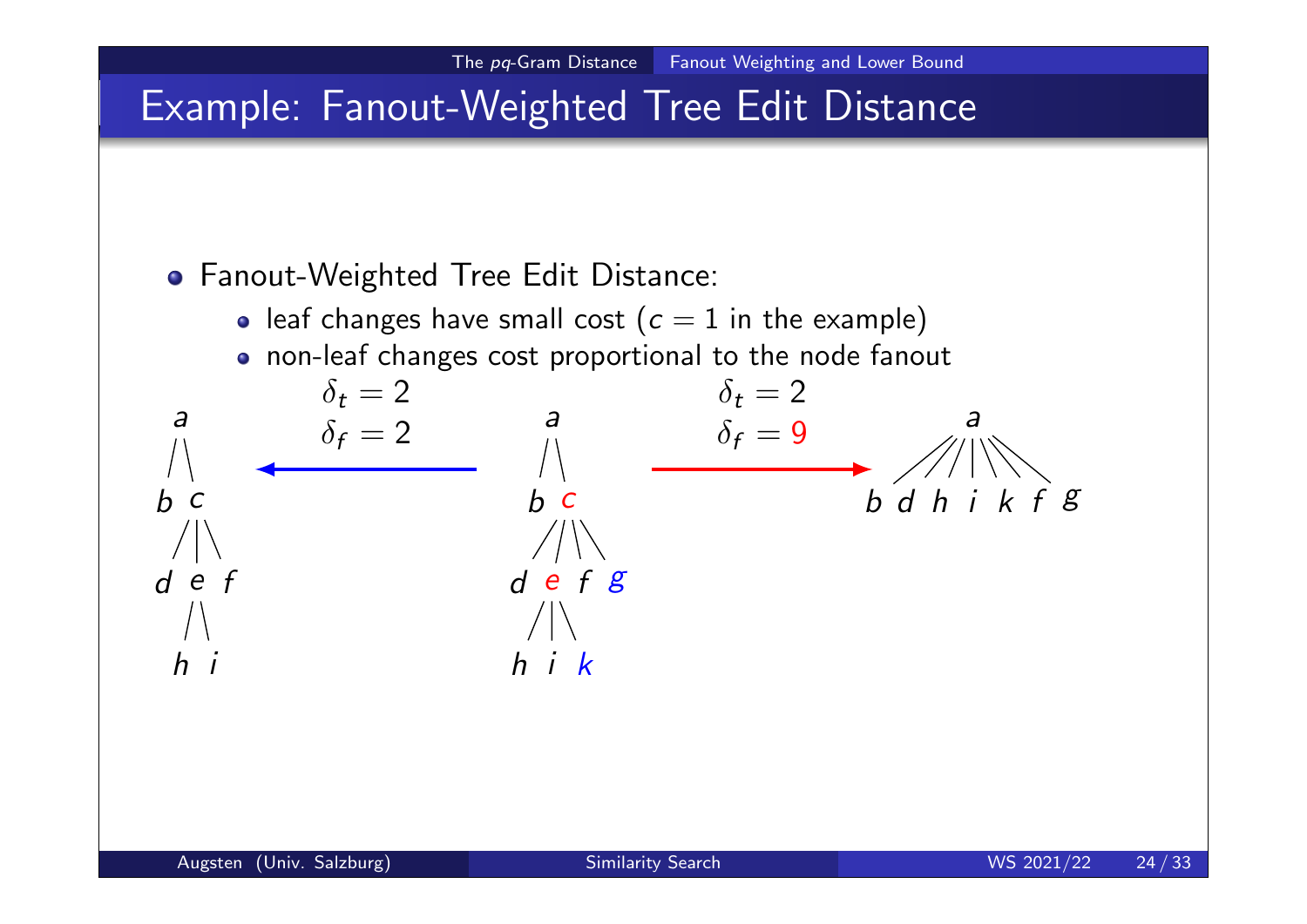# Example: Fanout-Weighted Tree Edit Distance

- Fanout-Weighted Tree Edit Distance:
  - leaf changes have small cost ($c = 1$ in the example)
  - non-leaf changes cost proportional to the node fanout

$\delta_t = 2$
$\delta_f = 2$

$\delta_t = 2$
$\delta_f = 9$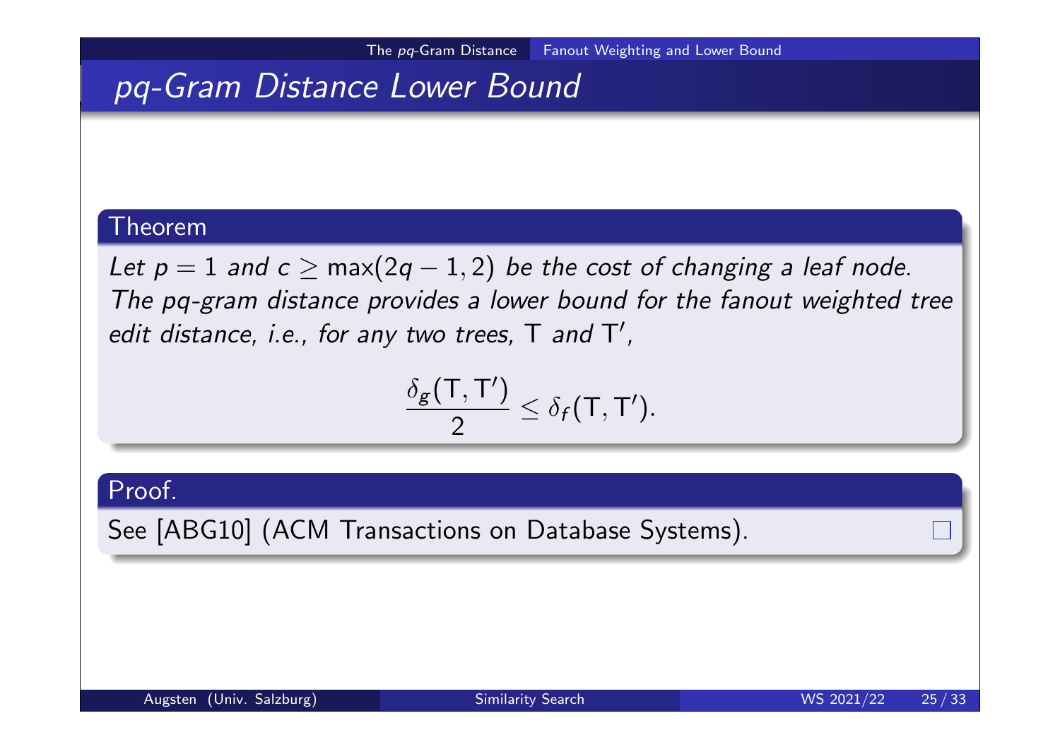## pq-Gram Distance Lower Bound

**Theorem**

*Let $p = 1$ and $c \geq \max(2q-1, 2)$ be the cost of changing a leaf node. The pq-gram distance provides a lower bound for the fanout weighted tree edit distance, i.e., for any two trees,* T *and* T′*,*

$$\frac{\delta_g(\mathsf{T}, \mathsf{T}')}{2} \leq \delta_f(\mathsf{T}, \mathsf{T}').$$

**Proof.**

See [ABG10] (ACM Transactions on Database Systems). □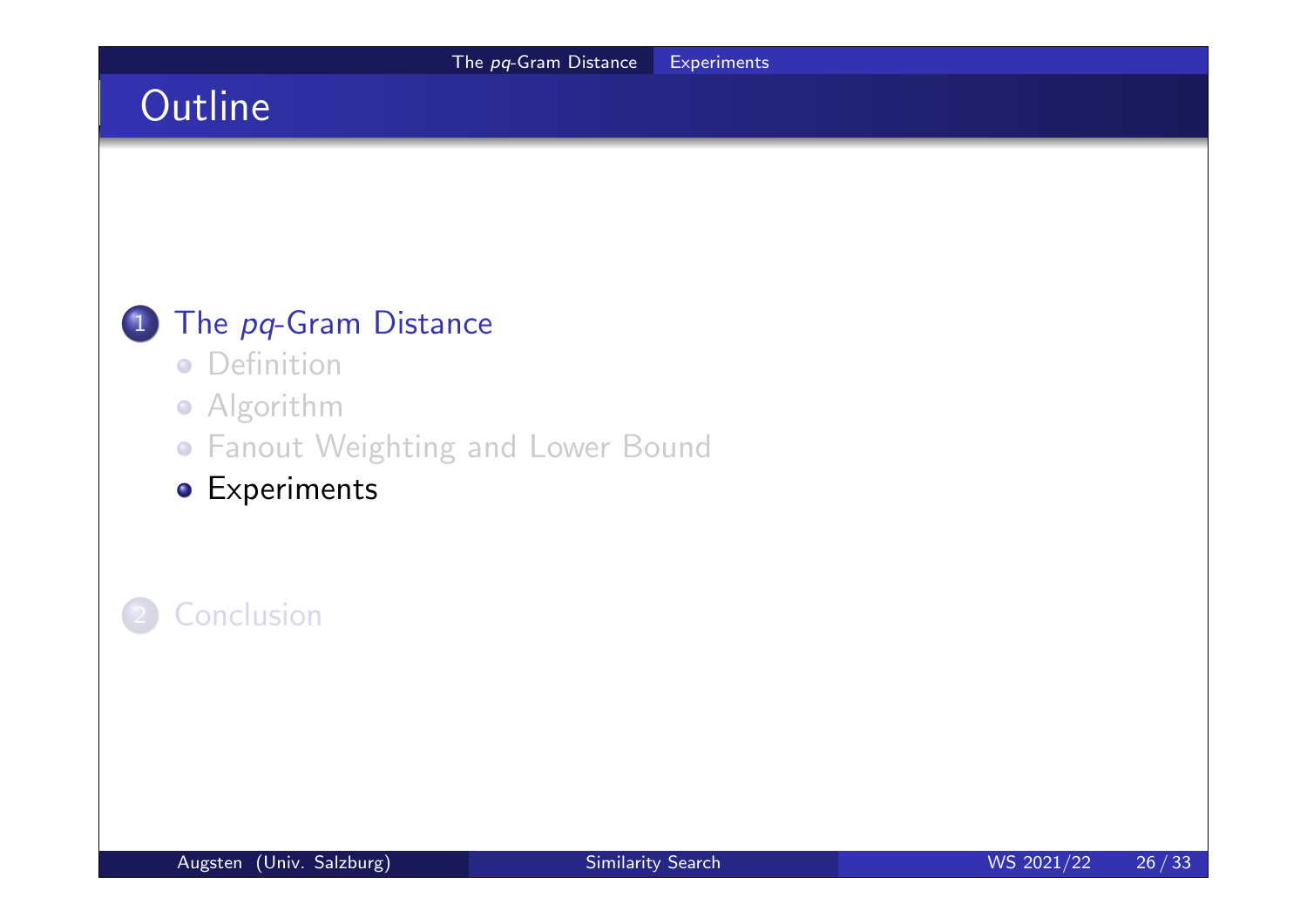# Outline

1. The *pq*-Gram Distance
   - Definition
   - Algorithm
   - Fanout Weighting and Lower Bound
   - Experiments

2. Conclusion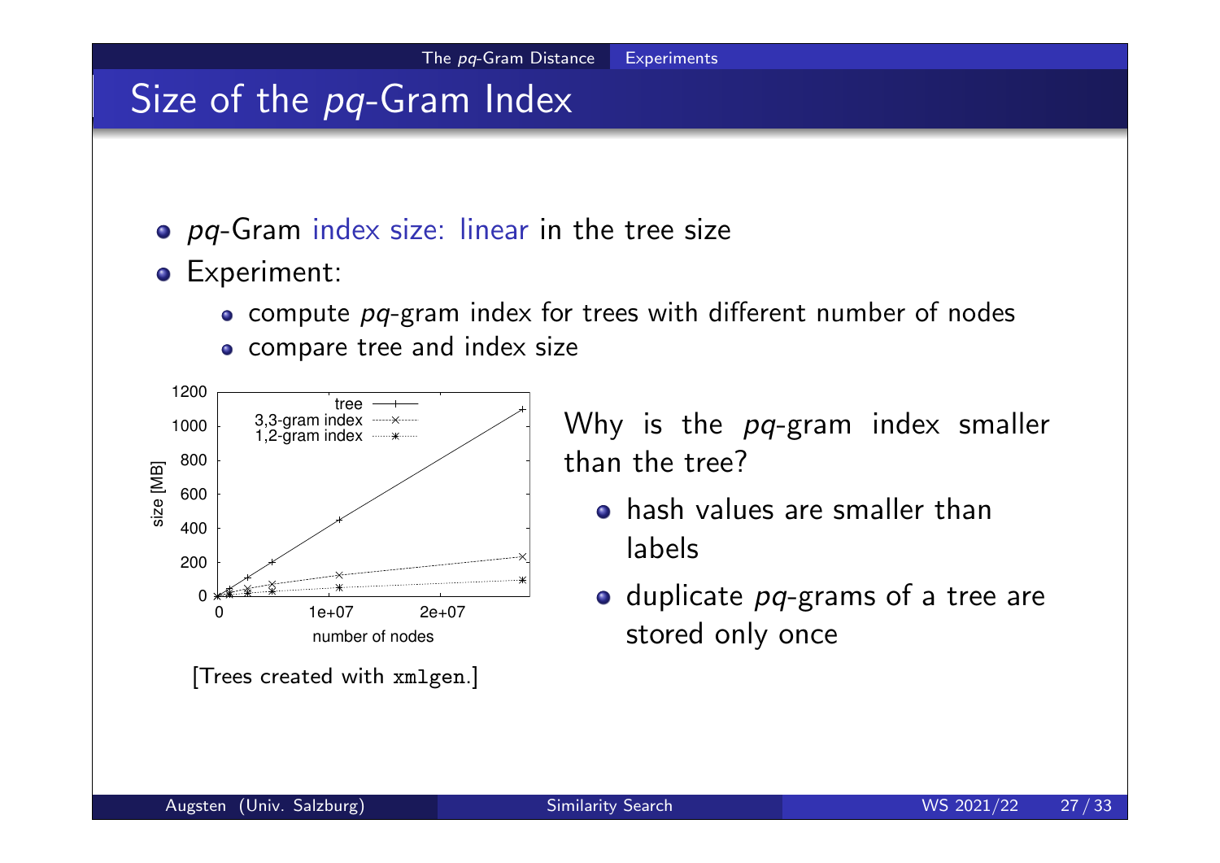# Size of the *pq*-Gram Index

- *pq*-Gram index size: linear in the tree size
- Experiment:
  - compute *pq*-gram index for trees with different number of nodes
  - compare tree and index size

[Trees created with `xmlgen`.]

Why is the *pq*-gram index smaller than the tree?

- hash values are smaller than labels
- duplicate *pq*-grams of a tree are stored only once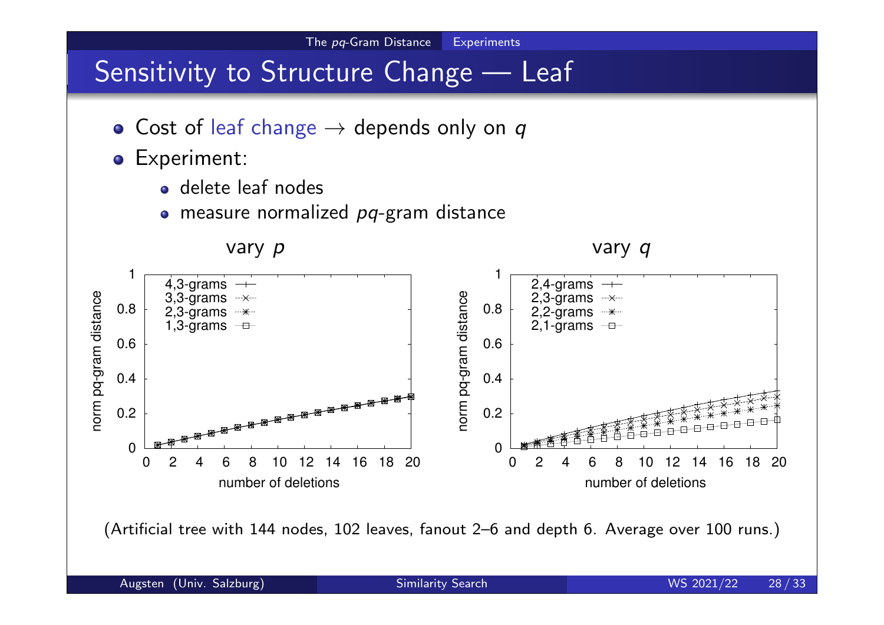# Sensitivity to Structure Change — Leaf

- Cost of leaf change → depends only on $q$
- Experiment:
  - delete leaf nodes
  - measure normalized $pq$-gram distance

vary $p$

vary $q$

(Artificial tree with 144 nodes, 102 leaves, fanout 2–6 and depth 6. Average over 100 runs.)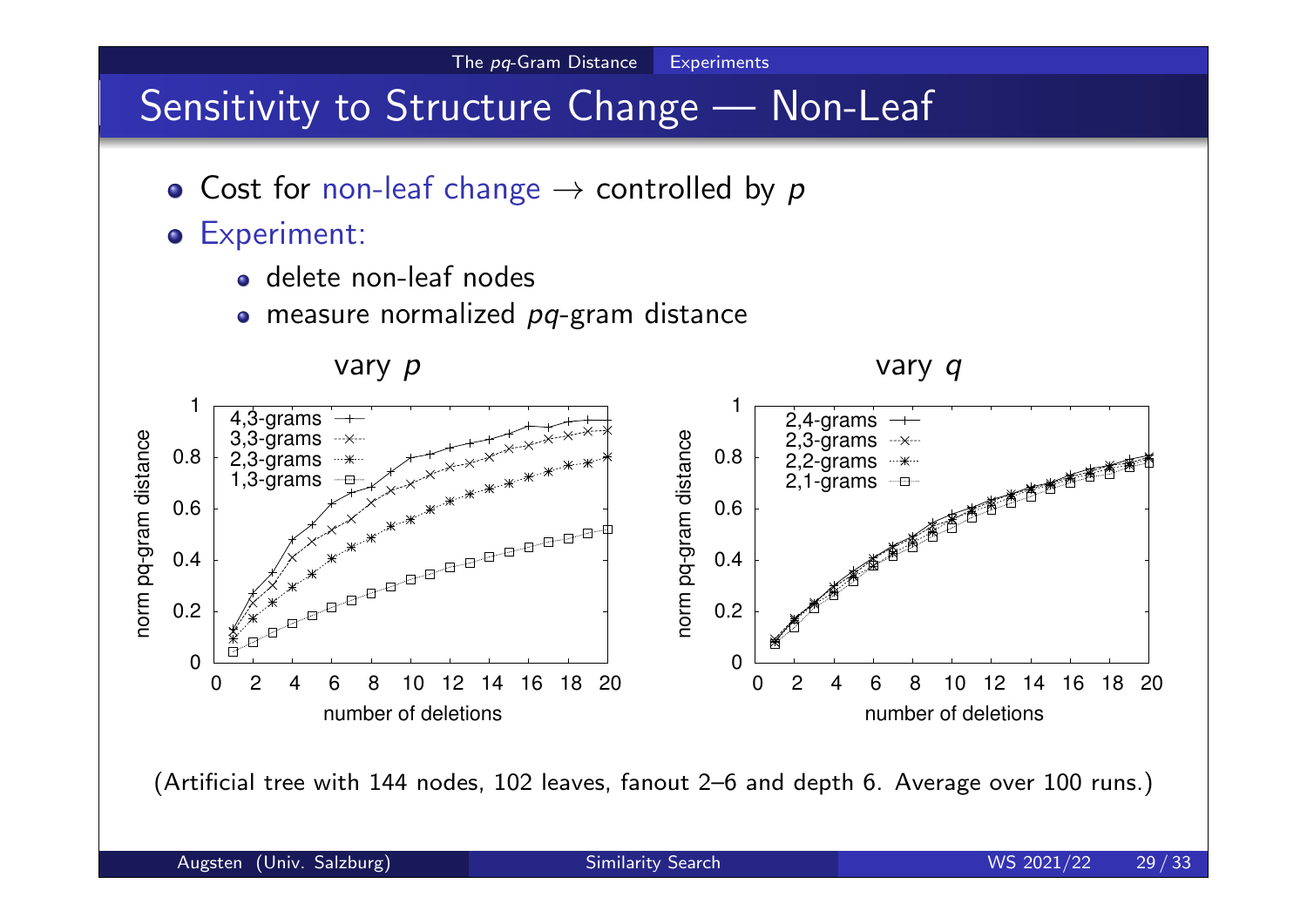# Sensitivity to Structure Change — Non-Leaf

- Cost for non-leaf change → controlled by $p$
- Experiment:
  - delete non-leaf nodes
  - measure normalized $pq$-gram distance

vary $p$

vary $q$

(Artificial tree with 144 nodes, 102 leaves, fanout 2–6 and depth 6. Average over 100 runs.)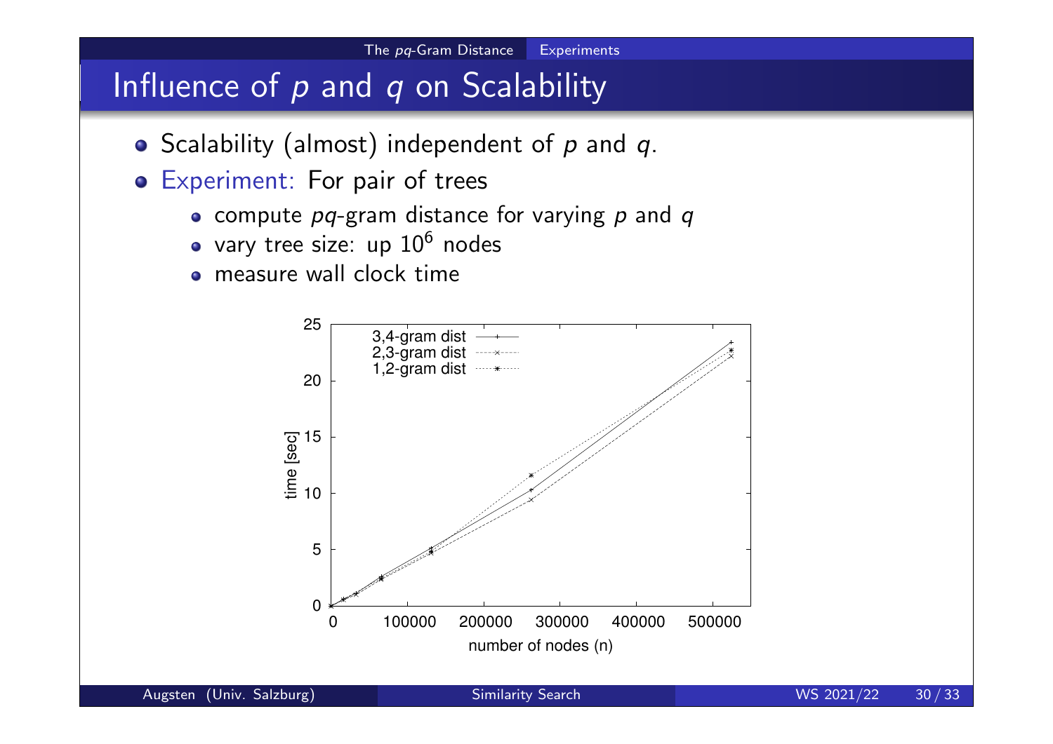# Influence of $p$ and $q$ on Scalability

- Scalability (almost) independent of $p$ and $q$.
- Experiment: For pair of trees
  - compute $pq$-gram distance for varying $p$ and $q$
  - vary tree size: up $10^6$ nodes
  - measure wall clock time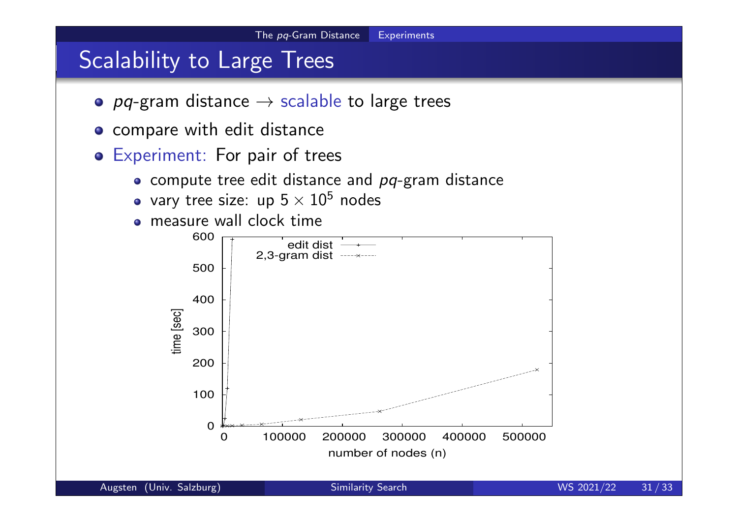# Scalability to Large Trees

- *pq*-gram distance → scalable to large trees
- compare with edit distance
- Experiment: For pair of trees
  - compute tree edit distance and *pq*-gram distance
  - vary tree size: up $5 \times 10^5$ nodes
  - measure wall clock time

time [sec]

600, 500, 400, 300, 200, 100, 0

edit dist

2,3-gram dist

0, 100000, 200000, 300000, 400000, 500000

number of nodes (n)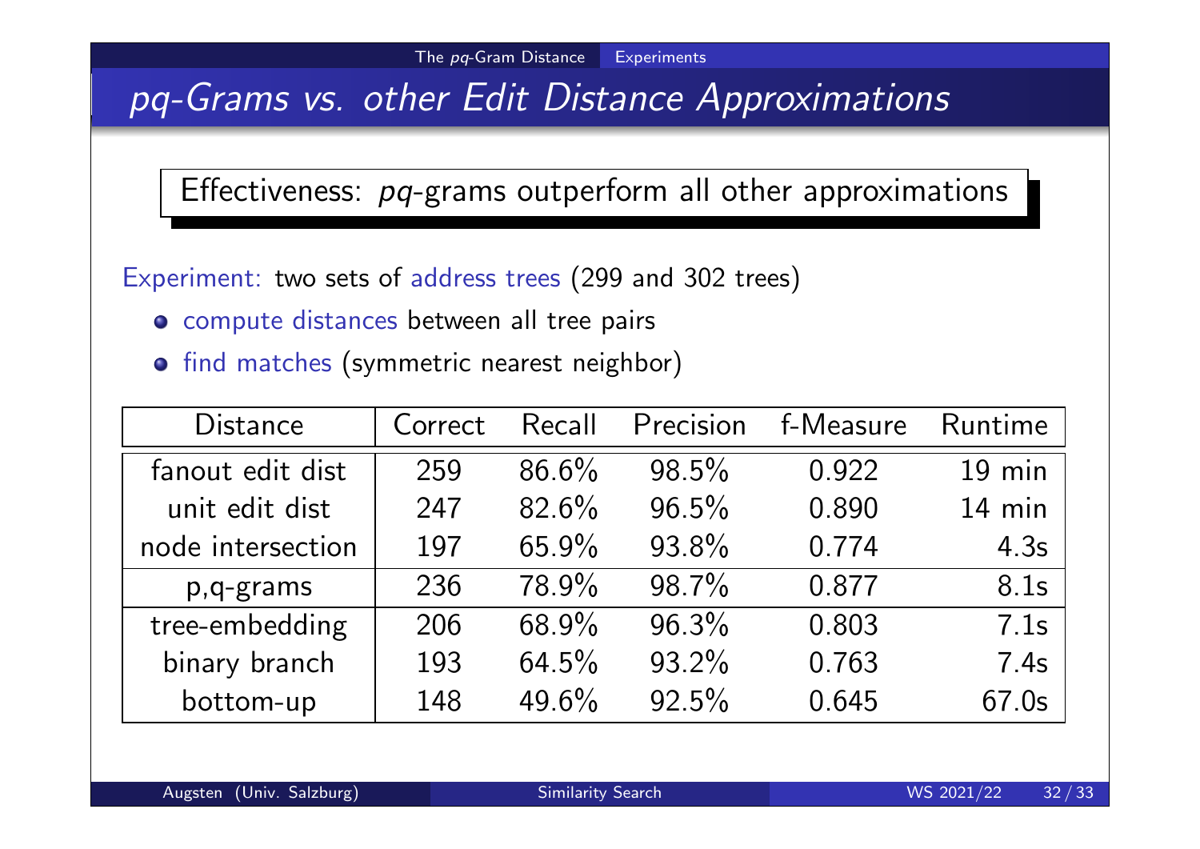## *pq*-Grams vs. other Edit Distance Approximations

**Effectiveness: *pq*-grams outperform all other approximations**

Experiment: two sets of address trees (299 and 302 trees)

- compute distances between all tree pairs
- find matches (symmetric nearest neighbor)

| Distance | Correct | Recall | Precision | f-Measure | Runtime |
|---|---|---|---|---|---|
| fanout edit dist | 259 | 86.6% | 98.5% | 0.922 | 19 min |
| unit edit dist | 247 | 82.6% | 96.5% | 0.890 | 14 min |
| node intersection | 197 | 65.9% | 93.8% | 0.774 | 4.3s |
| p,q-grams | 236 | 78.9% | 98.7% | 0.877 | 8.1s |
| tree-embedding | 206 | 68.9% | 96.3% | 0.803 | 7.1s |
| binary branch | 193 | 64.5% | 93.2% | 0.763 | 7.4s |
| bottom-up | 148 | 49.6% | 92.5% | 0.645 | 67.0s |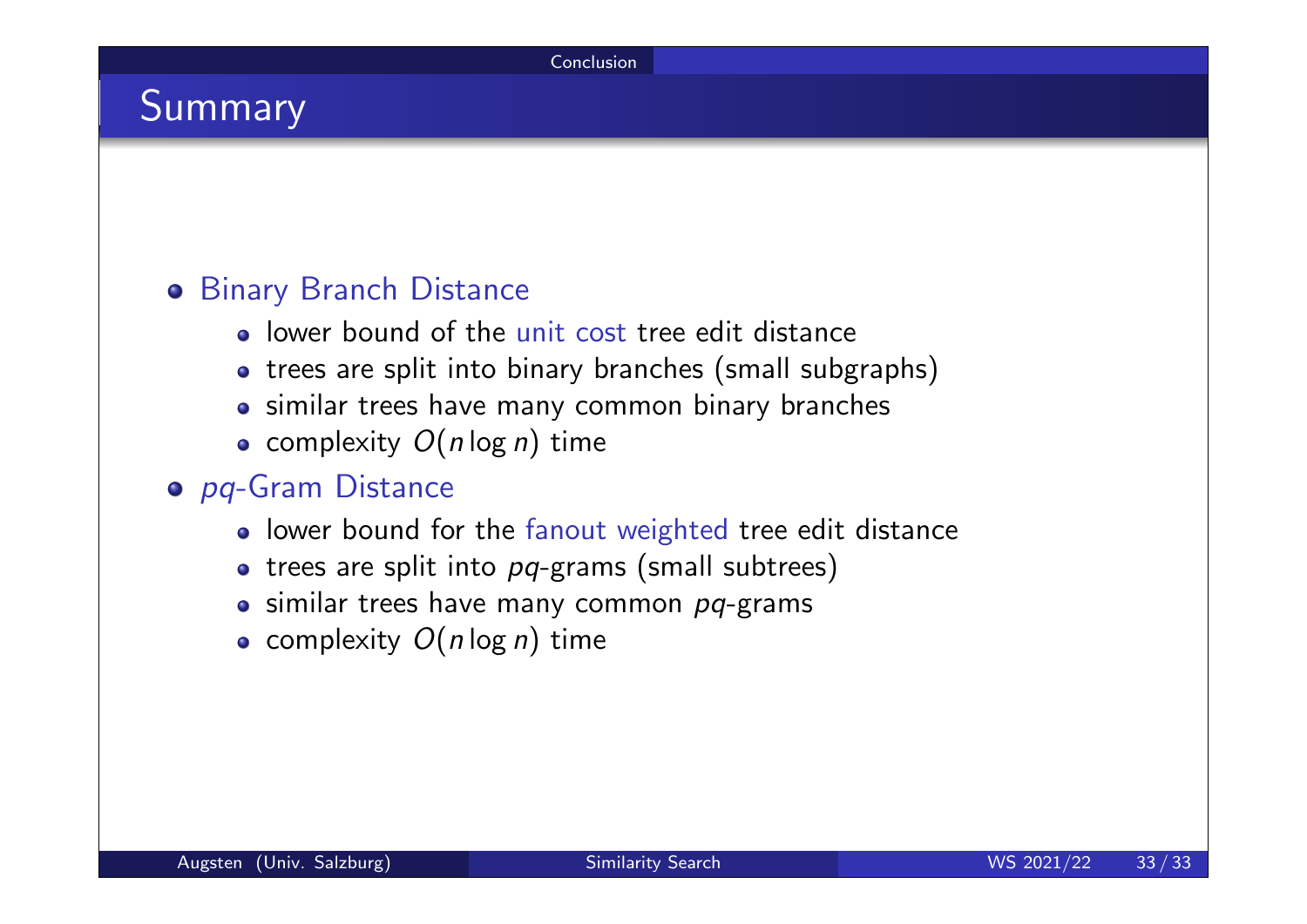# Summary

- Binary Branch Distance
  - lower bound of the unit cost tree edit distance
  - trees are split into binary branches (small subgraphs)
  - similar trees have many common binary branches
  - complexity $O(n \log n)$ time
- *pq*-Gram Distance
  - lower bound for the fanout weighted tree edit distance
  - trees are split into *pq*-grams (small subtrees)
  - similar trees have many common *pq*-grams
  - complexity $O(n \log n)$ time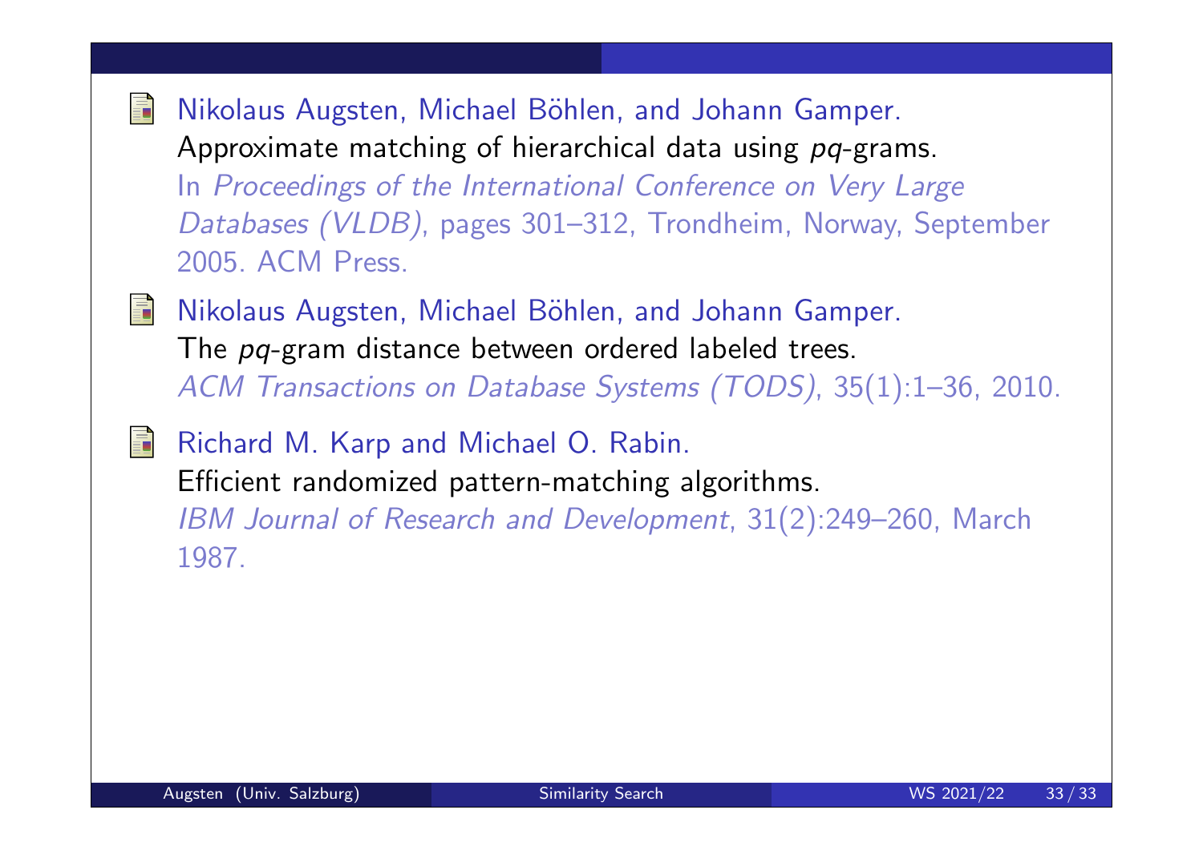- Nikolaus Augsten, Michael Böhlen, and Johann Gamper.
  Approximate matching of hierarchical data using *pq*-grams.
  In *Proceedings of the International Conference on Very Large Databases (VLDB)*, pages 301–312, Trondheim, Norway, September 2005. ACM Press.

- Nikolaus Augsten, Michael Böhlen, and Johann Gamper.
  The *pq*-gram distance between ordered labeled trees.
  *ACM Transactions on Database Systems (TODS)*, 35(1):1–36, 2010.

- Richard M. Karp and Michael O. Rabin.
  Efficient randomized pattern-matching algorithms.
  *IBM Journal of Research and Development*, 31(2):249–260, March 1987.